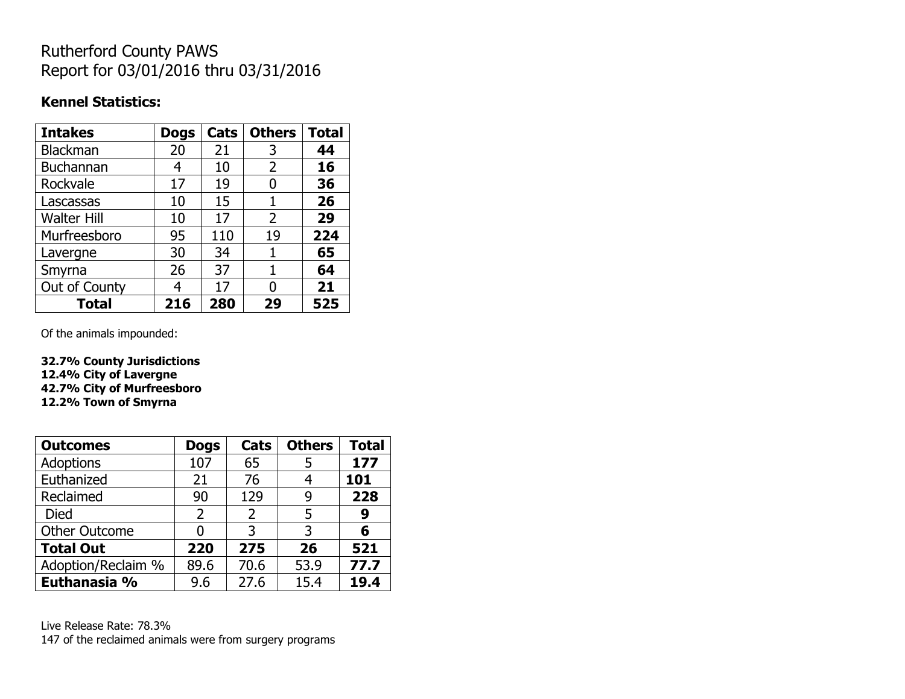Rutherford County PAWS
Report for 03/01/2016 thru 03/31/2016

**Kennel Statistics:**

| **Intakes** | **Dogs** | **Cats** | **Others** | **Total** |
|---|---|---|---|---|
| Blackman | 20 | 21 | 3 | **44** |
| Buchannan | 4 | 10 | 2 | **16** |
| Rockvale | 17 | 19 | 0 | **36** |
| Lascassas | 10 | 15 | 1 | **26** |
| Walter Hill | 10 | 17 | 2 | **29** |
| Murfreesboro | 95 | 110 | 19 | **224** |
| Lavergne | 30 | 34 | 1 | **65** |
| Smyrna | 26 | 37 | 1 | **64** |
| Out of County | 4 | 17 | 0 | **21** |
| **Total** | **216** | **280** | **29** | **525** |

Of the animals impounded:

**32.7% County Jurisdictions**
**12.4% City of Lavergne**
**42.7% City of Murfreesboro**
**12.2% Town of Smyrna**

| **Outcomes** | **Dogs** | **Cats** | **Others** | **Total** |
|---|---|---|---|---|
| Adoptions | 107 | 65 | 5 | **177** |
| Euthanized | 21 | 76 | 4 | **101** |
| Reclaimed | 90 | 129 | 9 | **228** |
| Died | 2 | 2 | 5 | **9** |
| Other Outcome | 0 | 3 | 3 | **6** |
| **Total Out** | **220** | **275** | **26** | **521** |
| Adoption/Reclaim % | 89.6 | 70.6 | 53.9 | **77.7** |
| **Euthanasia %** | 9.6 | 27.6 | 15.4 | **19.4** |

Live Release Rate: 78.3%
147 of the reclaimed animals were from surgery programs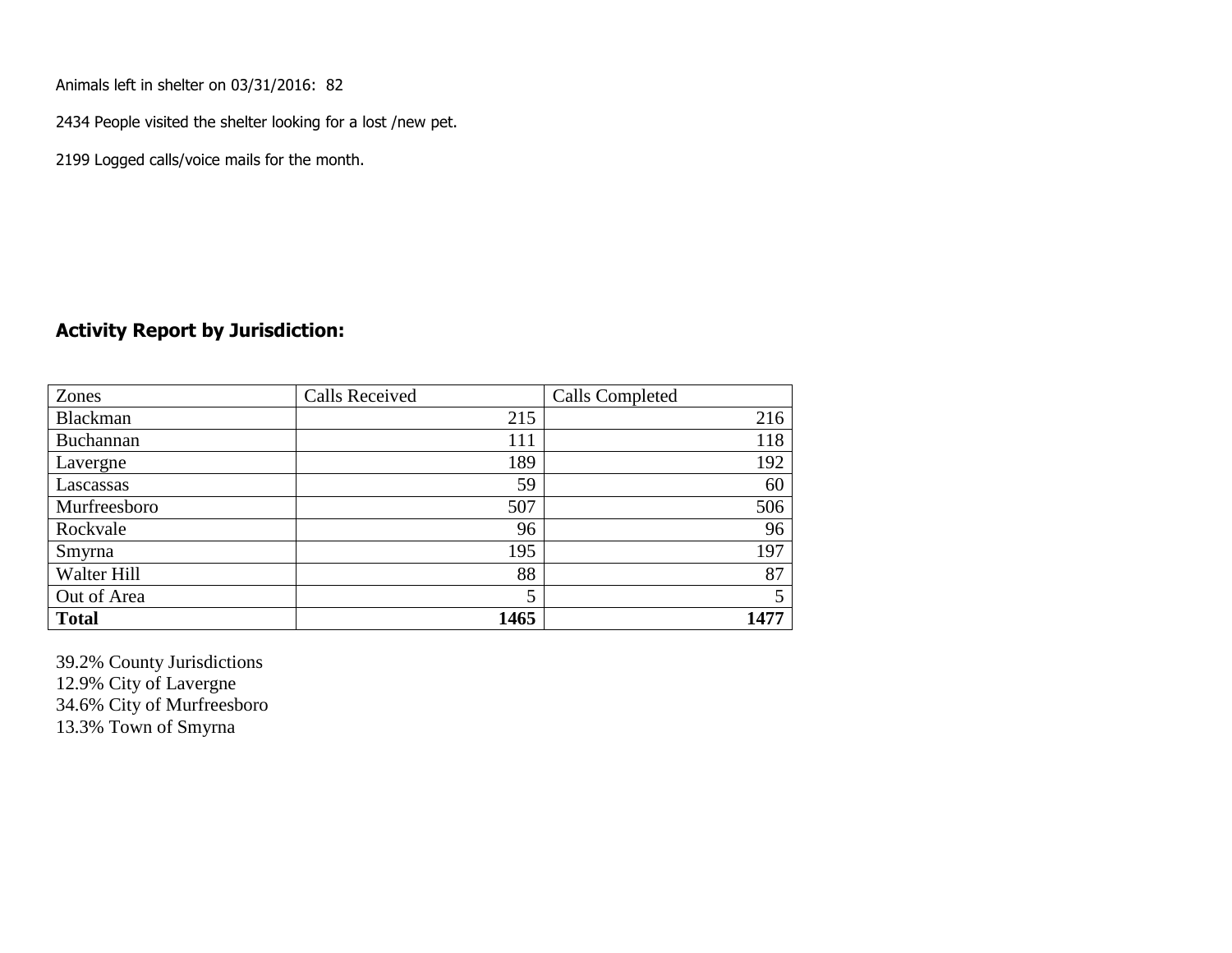Animals left in shelter on 03/31/2016: 82

2434 People visited the shelter looking for a lost /new pet.

2199 Logged calls/voice mails for the month.

## Activity Report by Jurisdiction:

| Zones | Calls Received | Calls Completed |
|---|---|---|
| Blackman | 215 | 216 |
| Buchannan | 111 | 118 |
| Lavergne | 189 | 192 |
| Lascassas | 59 | 60 |
| Murfreesboro | 507 | 506 |
| Rockvale | 96 | 96 |
| Smyrna | 195 | 197 |
| Walter Hill | 88 | 87 |
| Out of Area | 5 | 5 |
| **Total** | **1465** | **1477** |

39.2% County Jurisdictions
12.9% City of Lavergne
34.6% City of Murfreesboro
13.3% Town of Smyrna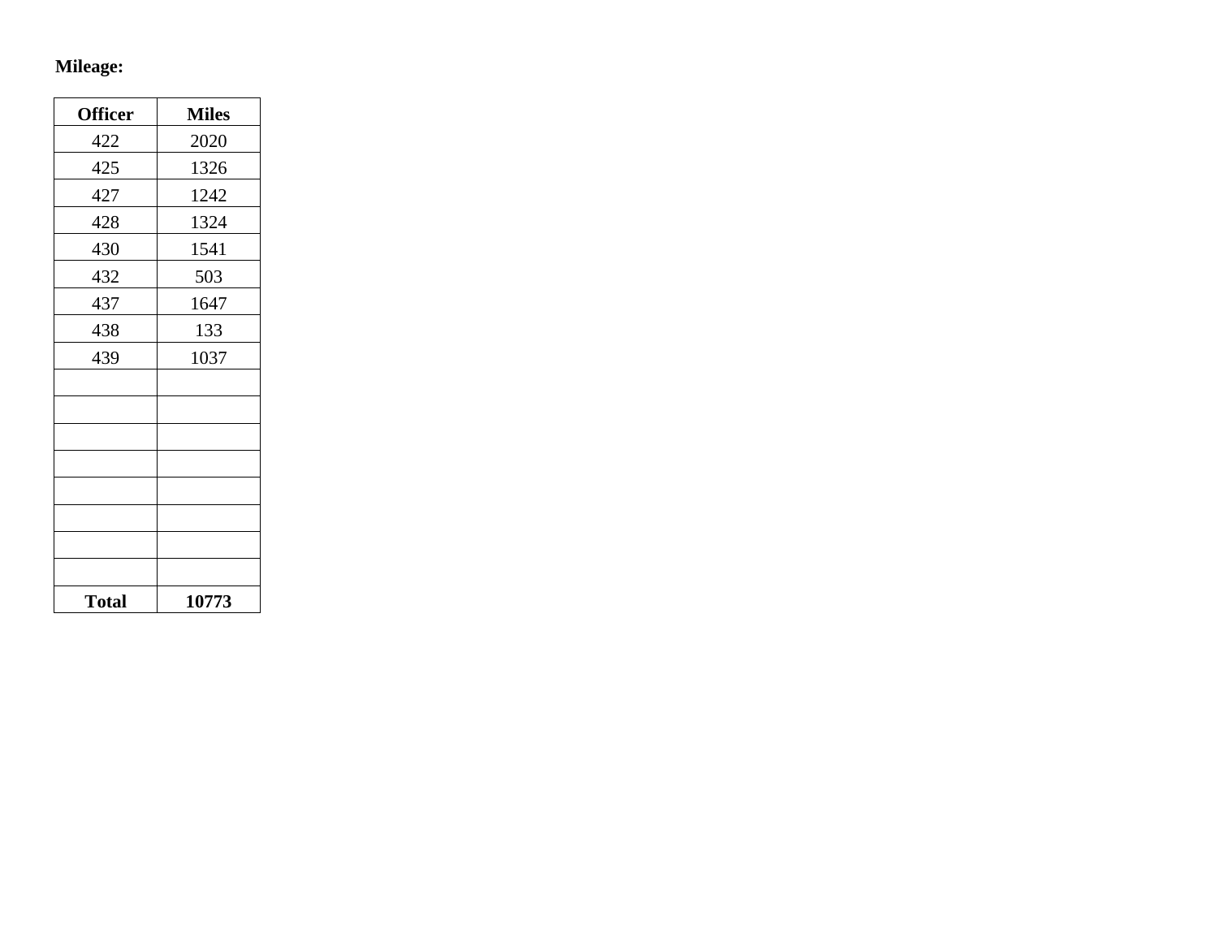**Mileage:**

| Officer | Miles |
|---|---|
| 422 | 2020 |
| 425 | 1326 |
| 427 | 1242 |
| 428 | 1324 |
| 430 | 1541 |
| 432 | 503 |
| 437 | 1647 |
| 438 | 133 |
| 439 | 1037 |
| | |
| | |
| | |
| | |
| | |
| | |
| | |
| | |
| **Total** | **10773** |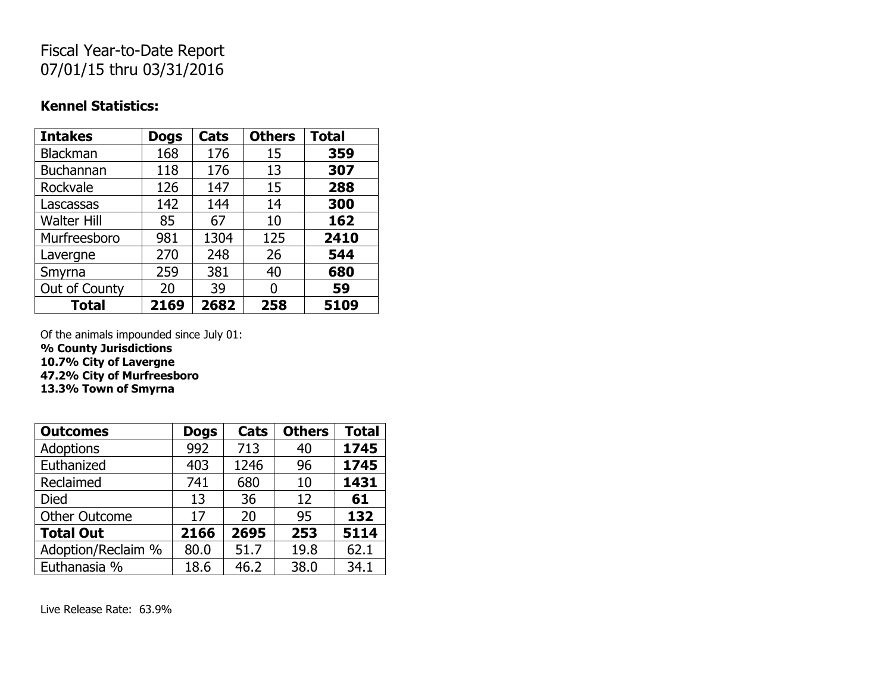# Fiscal Year-to-Date Report
# 07/01/15 thru 03/31/2016

**Kennel Statistics:**

| Intakes | Dogs | Cats | Others | Total |
|---|---|---|---|---|
| Blackman | 168 | 176 | 15 | **359** |
| Buchannan | 118 | 176 | 13 | **307** |
| Rockvale | 126 | 147 | 15 | **288** |
| Lascassas | 142 | 144 | 14 | **300** |
| Walter Hill | 85 | 67 | 10 | **162** |
| Murfreesboro | 981 | 1304 | 125 | **2410** |
| Lavergne | 270 | 248 | 26 | **544** |
| Smyrna | 259 | 381 | 40 | **680** |
| Out of County | 20 | 39 | 0 | **59** |
| **Total** | **2169** | **2682** | **258** | **5109** |

Of the animals impounded since July 01:
**% County Jurisdictions**
**10.7% City of Lavergne**
**47.2% City of Murfreesboro**
**13.3% Town of Smyrna**

| Outcomes | Dogs | Cats | Others | Total |
|---|---|---|---|---|
| Adoptions | 992 | 713 | 40 | **1745** |
| Euthanized | 403 | 1246 | 96 | **1745** |
| Reclaimed | 741 | 680 | 10 | **1431** |
| Died | 13 | 36 | 12 | **61** |
| Other Outcome | 17 | 20 | 95 | **132** |
| **Total Out** | **2166** | **2695** | **253** | **5114** |
| Adoption/Reclaim % | 80.0 | 51.7 | 19.8 | 62.1 |
| Euthanasia % | 18.6 | 46.2 | 38.0 | 34.1 |

Live Release Rate: 63.9%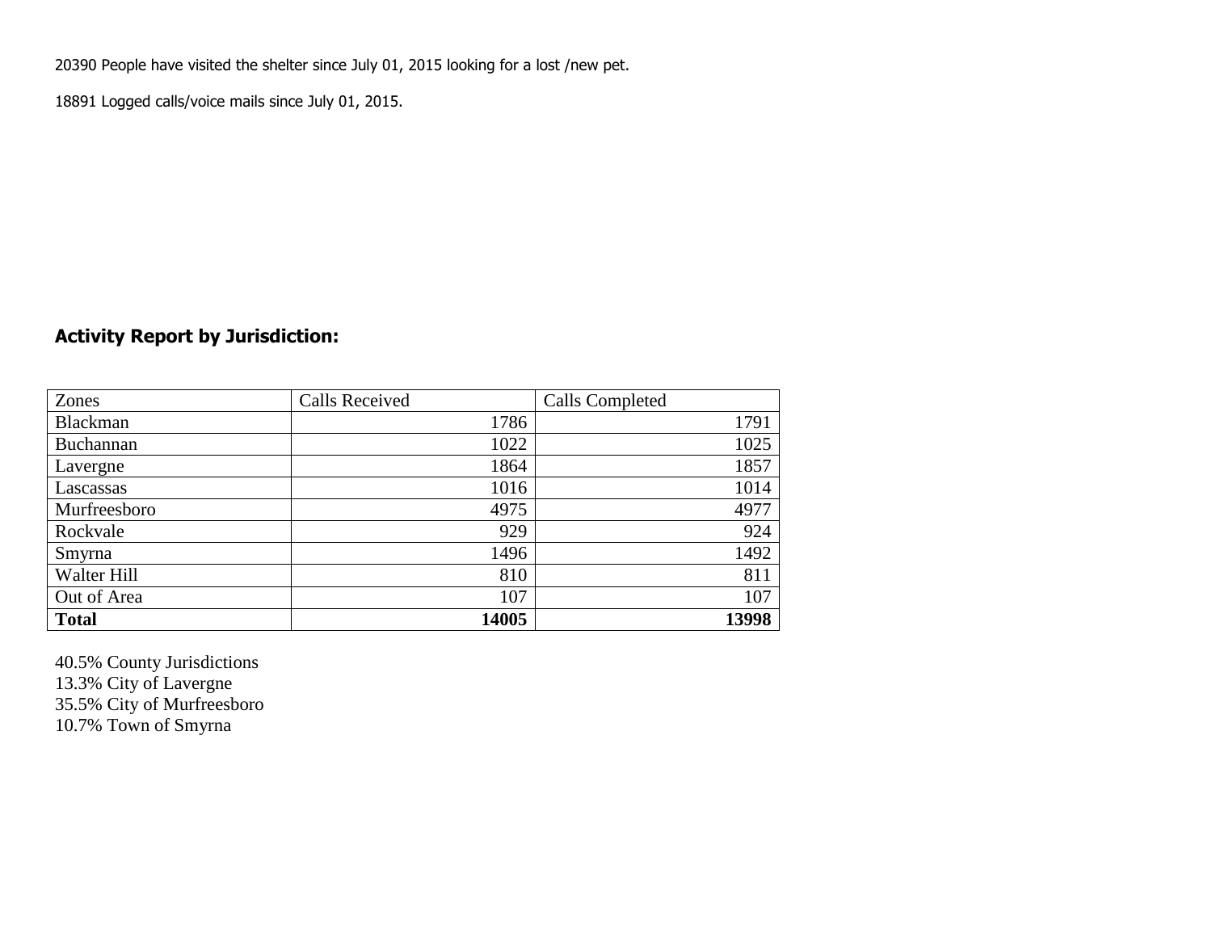20390 People have visited the shelter since July 01, 2015 looking for a lost /new pet.

18891 Logged calls/voice mails since July 01, 2015.

## Activity Report by Jurisdiction:

| Zones | Calls Received | Calls Completed |
|---|---|---|
| Blackman | 1786 | 1791 |
| Buchannan | 1022 | 1025 |
| Lavergne | 1864 | 1857 |
| Lascassas | 1016 | 1014 |
| Murfreesboro | 4975 | 4977 |
| Rockvale | 929 | 924 |
| Smyrna | 1496 | 1492 |
| Walter Hill | 810 | 811 |
| Out of Area | 107 | 107 |
| **Total** | **14005** | **13998** |

40.5% County Jurisdictions
13.3% City of Lavergne
35.5% City of Murfreesboro
10.7% Town of Smyrna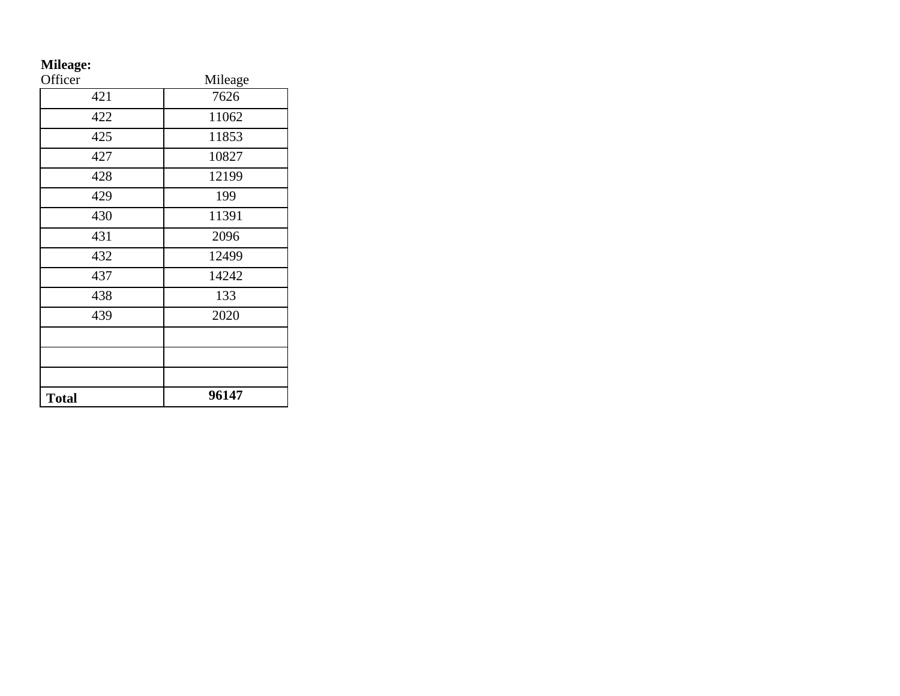**Mileage:**

| Officer | Mileage |
|---|---|
| 421 | 7626 |
| 422 | 11062 |
| 425 | 11853 |
| 427 | 10827 |
| 428 | 12199 |
| 429 | 199 |
| 430 | 11391 |
| 431 | 2096 |
| 432 | 12499 |
| 437 | 14242 |
| 438 | 133 |
| 439 | 2020 |
| | |
| | |
| | |
| **Total** | **96147** |